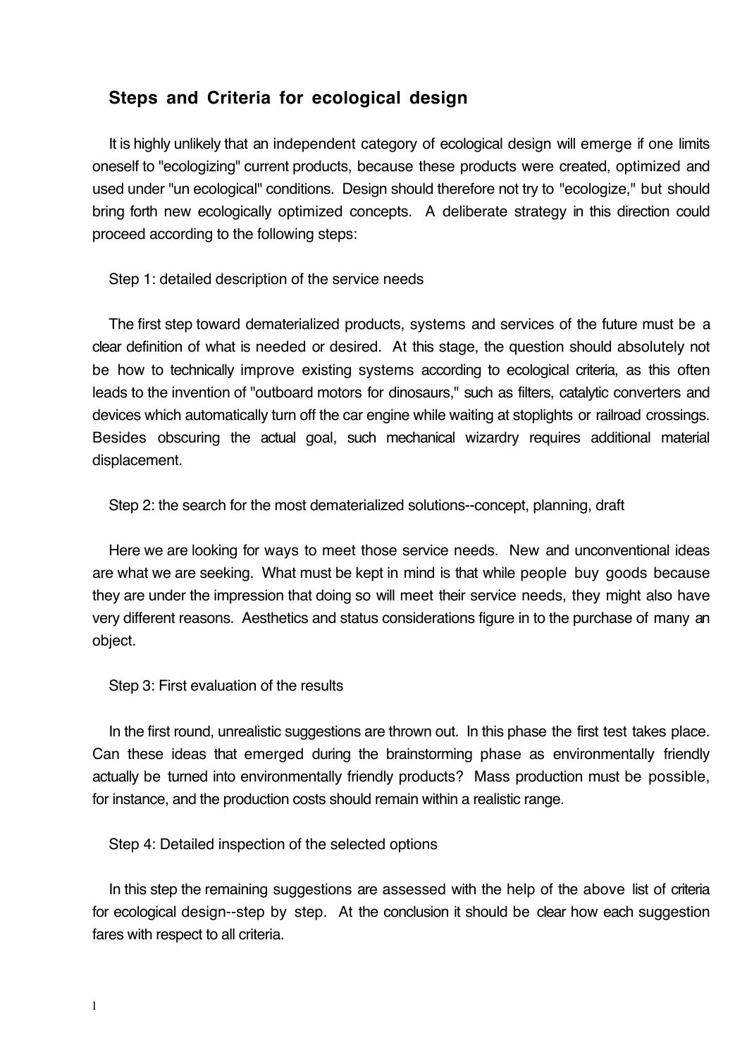## Steps and Criteria for ecological design

It is highly unlikely that an independent category of ecological design will emerge if one limits oneself to "ecologizing" current products, because these products were created, optimized and used under "un ecological" conditions. Design should therefore not try to "ecologize," but should bring forth new ecologically optimized concepts. A deliberate strategy in this direction could proceed according to the following steps:

Step 1: detailed description of the service needs

The first step toward dematerialized products, systems and services of the future must be a clear definition of what is needed or desired. At this stage, the question should absolutely not be how to technically improve existing systems according to ecological criteria, as this often leads to the invention of "outboard motors for dinosaurs," such as filters, catalytic converters and devices which automatically turn off the car engine while waiting at stoplights or railroad crossings. Besides obscuring the actual goal, such mechanical wizardry requires additional material displacement.

Step 2: the search for the most dematerialized solutions--concept, planning, draft

Here we are looking for ways to meet those service needs. New and unconventional ideas are what we are seeking. What must be kept in mind is that while people buy goods because they are under the impression that doing so will meet their service needs, they might also have very different reasons. Aesthetics and status considerations figure in to the purchase of many an object.

Step 3: First evaluation of the results

In the first round, unrealistic suggestions are thrown out. In this phase the first test takes place. Can these ideas that emerged during the brainstorming phase as environmentally friendly actually be turned into environmentally friendly products? Mass production must be possible, for instance, and the production costs should remain within a realistic range.

Step 4: Detailed inspection of the selected options

In this step the remaining suggestions are assessed with the help of the above list of criteria for ecological design--step by step. At the conclusion it should be clear how each suggestion fares with respect to all criteria.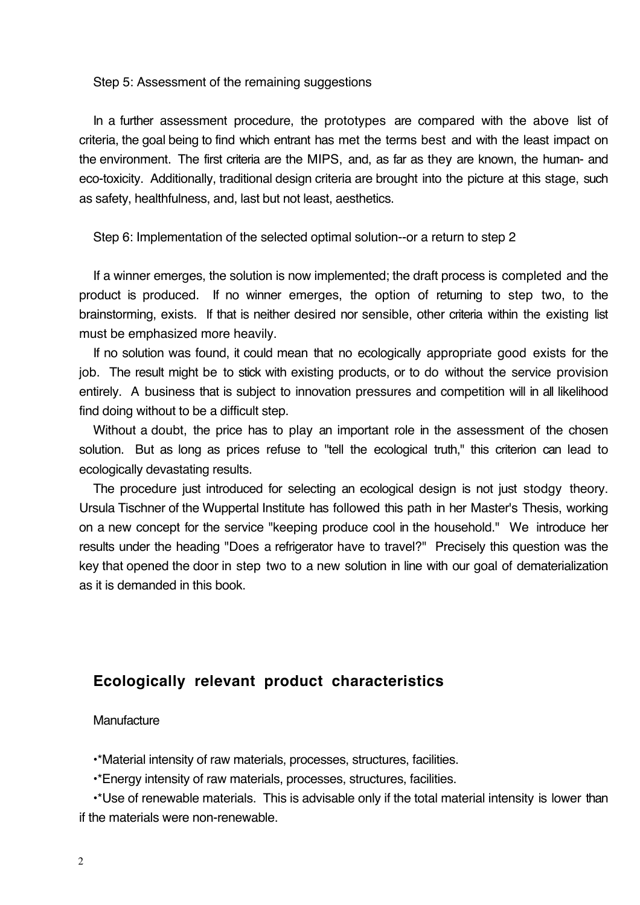Step 5: Assessment of the remaining suggestions

In a further assessment procedure, the prototypes are compared with the above list of criteria, the goal being to find which entrant has met the terms best and with the least impact on the environment. The first criteria are the MIPS, and, as far as they are known, the human- and eco-toxicity. Additionally, traditional design criteria are brought into the picture at this stage, such as safety, healthfulness, and, last but not least, aesthetics.

Step 6: Implementation of the selected optimal solution--or a return to step 2

If a winner emerges, the solution is now implemented; the draft process is completed and the product is produced. If no winner emerges, the option of returning to step two, to the brainstorming, exists. If that is neither desired nor sensible, other criteria within the existing list must be emphasized more heavily.

If no solution was found, it could mean that no ecologically appropriate good exists for the job. The result might be to stick with existing products, or to do without the service provision entirely. A business that is subject to innovation pressures and competition will in all likelihood find doing without to be a difficult step.

Without a doubt, the price has to play an important role in the assessment of the chosen solution. But as long as prices refuse to "tell the ecological truth," this criterion can lead to ecologically devastating results.

The procedure just introduced for selecting an ecological design is not just stodgy theory. Ursula Tischner of the Wuppertal Institute has followed this path in her Master's Thesis, working on a new concept for the service "keeping produce cool in the household." We introduce her results under the heading "Does a refrigerator have to travel?" Precisely this question was the key that opened the door in step two to a new solution in line with our goal of dematerialization as it is demanded in this book.

## Ecologically relevant product characteristics

Manufacture

•*Material intensity of raw materials, processes, structures, facilities.

•*Energy intensity of raw materials, processes, structures, facilities.

•*Use of renewable materials. This is advisable only if the total material intensity is lower than if the materials were non-renewable.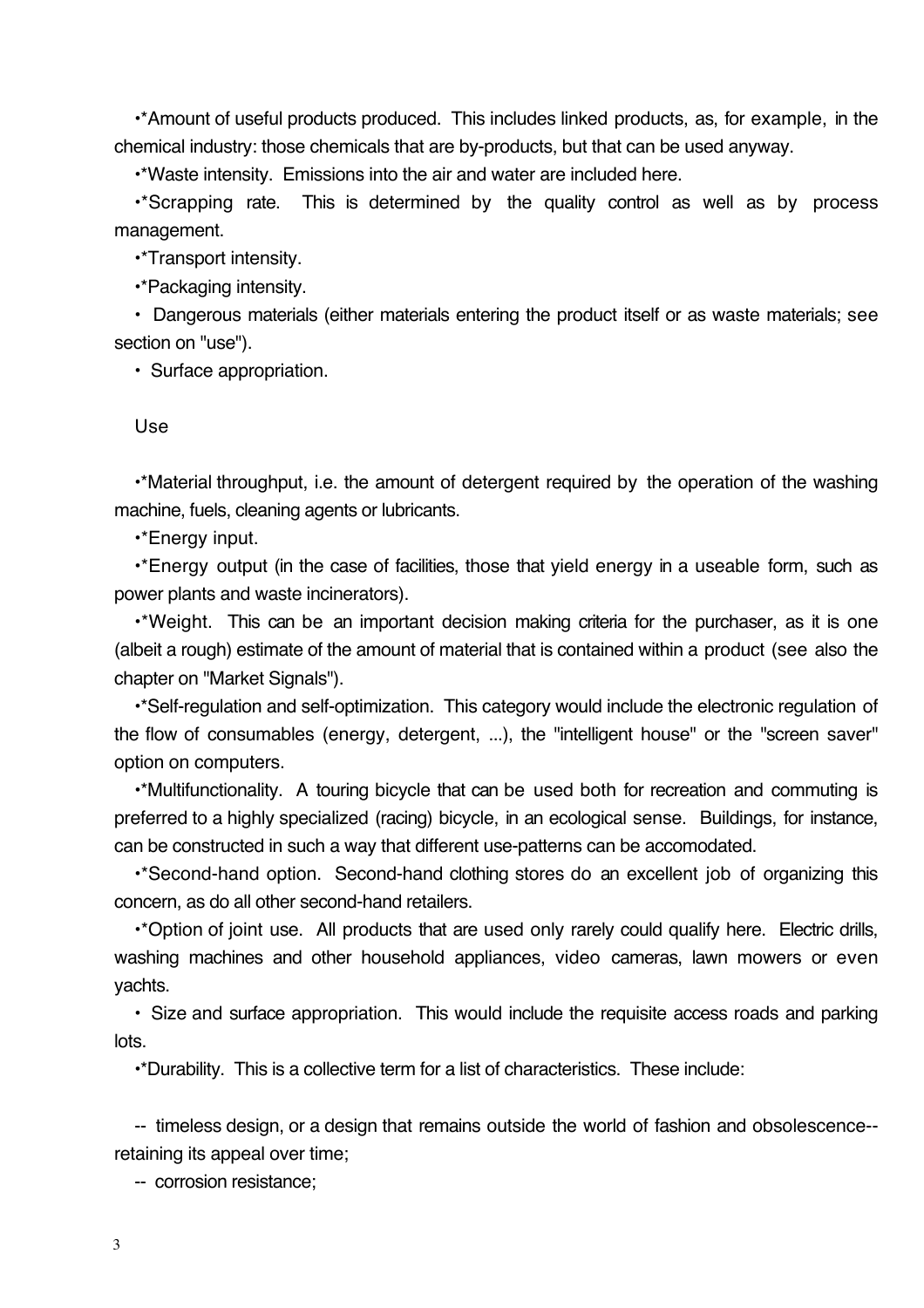•*Amount of useful products produced. This includes linked products, as, for example, in the chemical industry: those chemicals that are by-products, but that can be used anyway.

•*Waste intensity. Emissions into the air and water are included here.

•*Scrapping rate. This is determined by the quality control as well as by process management.

•*Transport intensity.

•*Packaging intensity.

• Dangerous materials (either materials entering the product itself or as waste materials; see section on "use").

• Surface appropriation.

## Use

•*Material throughput, i.e. the amount of detergent required by the operation of the washing machine, fuels, cleaning agents or lubricants.

•*Energy input.

•*Energy output (in the case of facilities, those that yield energy in a useable form, such as power plants and waste incinerators).

•*Weight. This can be an important decision making criteria for the purchaser, as it is one (albeit a rough) estimate of the amount of material that is contained within a product (see also the chapter on "Market Signals").

•*Self-regulation and self-optimization. This category would include the electronic regulation of the flow of consumables (energy, detergent, ...), the "intelligent house" or the "screen saver" option on computers.

•*Multifunctionality. A touring bicycle that can be used both for recreation and commuting is preferred to a highly specialized (racing) bicycle, in an ecological sense. Buildings, for instance, can be constructed in such a way that different use-patterns can be accomodated.

•*Second-hand option. Second-hand clothing stores do an excellent job of organizing this concern, as do all other second-hand retailers.

•*Option of joint use. All products that are used only rarely could qualify here. Electric drills, washing machines and other household appliances, video cameras, lawn mowers or even yachts.

• Size and surface appropriation. This would include the requisite access roads and parking lots.

•*Durability. This is a collective term for a list of characteristics. These include:

-- timeless design, or a design that remains outside the world of fashion and obsolescence--retaining its appeal over time;

-- corrosion resistance;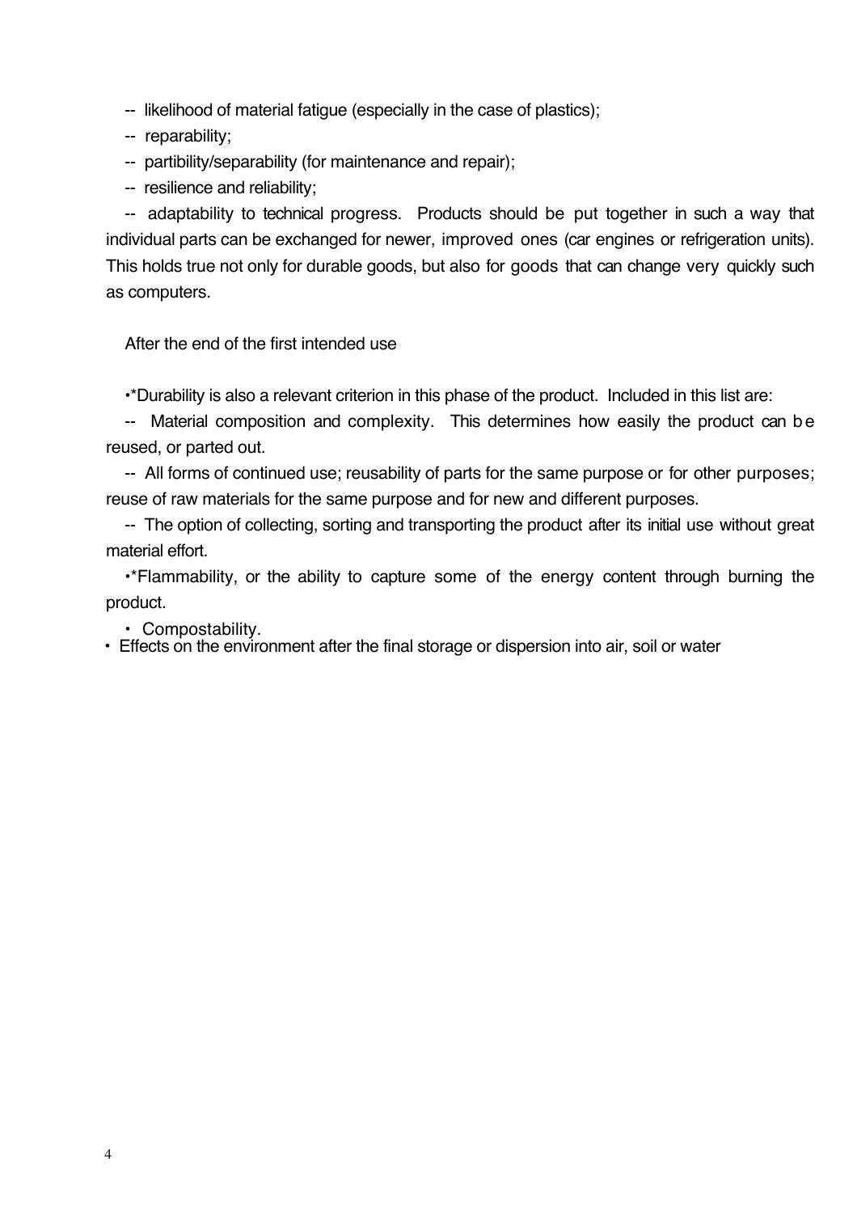-- likelihood of material fatigue (especially in the case of plastics);

-- reparability;

-- partibility/separability (for maintenance and repair);

-- resilience and reliability;

-- adaptability to technical progress. Products should be put together in such a way that individual parts can be exchanged for newer, improved ones (car engines or refrigeration units). This holds true not only for durable goods, but also for goods that can change very quickly such as computers.

After the end of the first intended use

•*Durability is also a relevant criterion in this phase of the product. Included in this list are:

-- Material composition and complexity. This determines how easily the product can be reused, or parted out.

-- All forms of continued use; reusability of parts for the same purpose or for other purposes; reuse of raw materials for the same purpose and for new and different purposes.

-- The option of collecting, sorting and transporting the product after its initial use without great material effort.

•*Flammability, or the ability to capture some of the energy content through burning the product.

• Compostability.

• Effects on the environment after the final storage or dispersion into air, soil or water